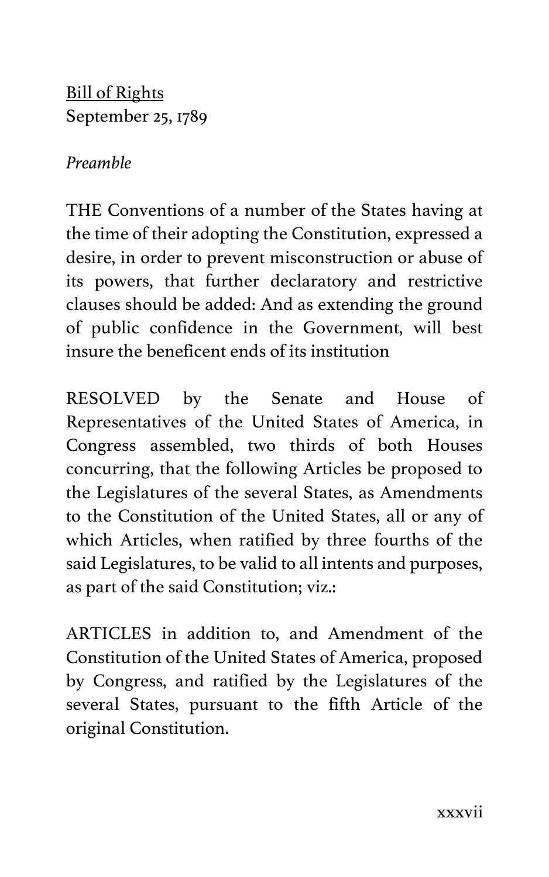<u>Bill of Rights</u>
September 25, 1789

*Preamble*

THE Conventions of a number of the States having at the time of their adopting the Constitution, expressed a desire, in order to prevent misconstruction or abuse of its powers, that further declaratory and restrictive clauses should be added: And as extending the ground of public confidence in the Government, will best insure the beneficent ends of its institution

RESOLVED by the Senate and House of Representatives of the United States of America, in Congress assembled, two thirds of both Houses concurring, that the following Articles be proposed to the Legislatures of the several States, as Amendments to the Constitution of the United States, all or any of which Articles, when ratified by three fourths of the said Legislatures, to be valid to all intents and purposes, as part of the said Constitution; viz.:

ARTICLES in addition to, and Amendment of the Constitution of the United States of America, proposed by Congress, and ratified by the Legislatures of the several States, pursuant to the fifth Article of the original Constitution.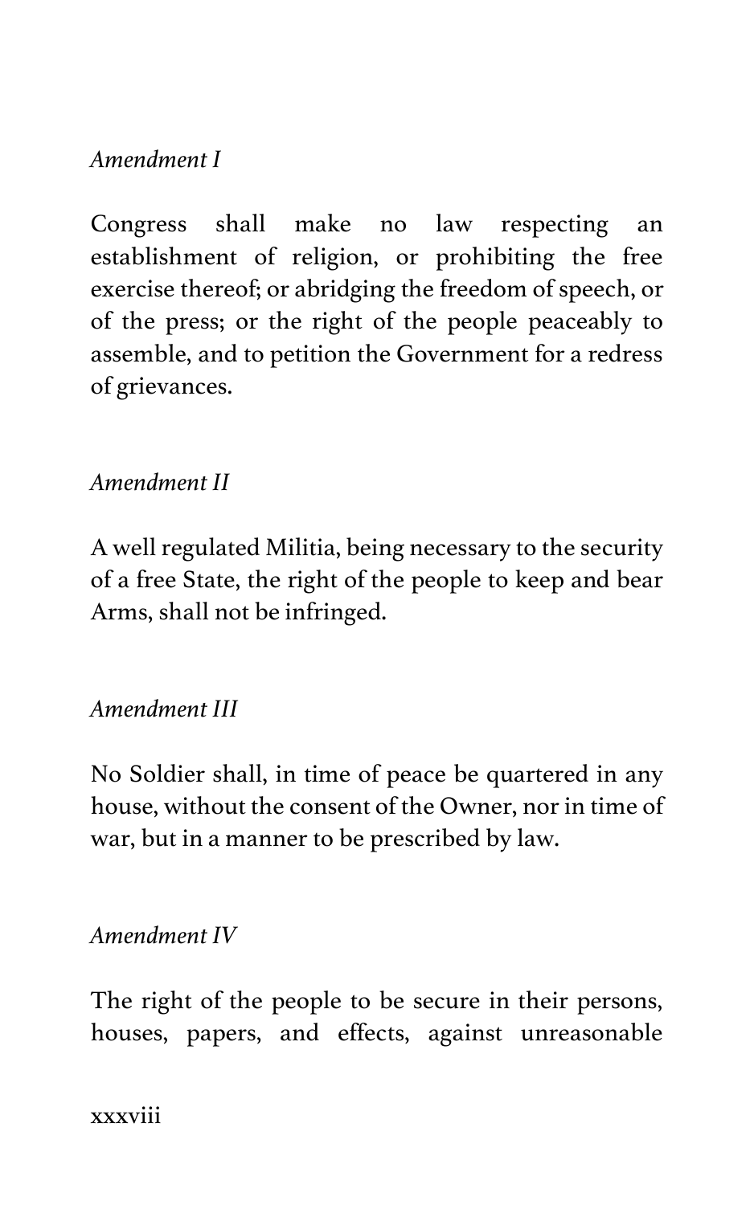*Amendment I*

Congress shall make no law respecting an establishment of religion, or prohibiting the free exercise thereof; or abridging the freedom of speech, or of the press; or the right of the people peaceably to assemble, and to petition the Government for a redress of grievances.

*Amendment II*

A well regulated Militia, being necessary to the security of a free State, the right of the people to keep and bear Arms, shall not be infringed.

*Amendment III*

No Soldier shall, in time of peace be quartered in any house, without the consent of the Owner, nor in time of war, but in a manner to be prescribed by law.

*Amendment IV*

The right of the people to be secure in their persons, houses, papers, and effects, against unreasonable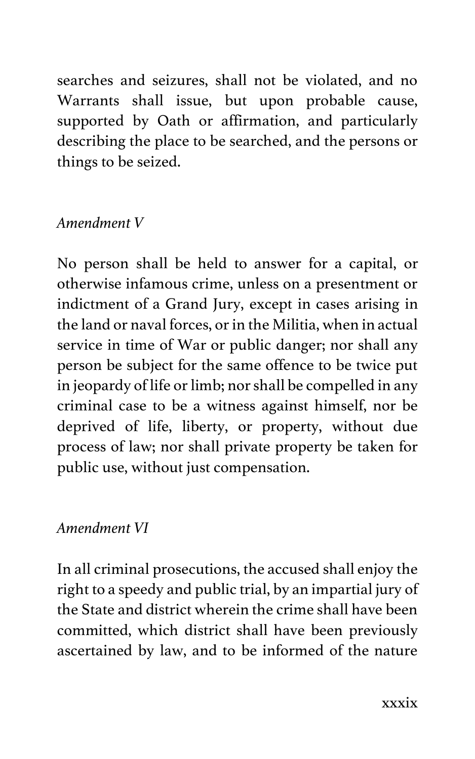searches and seizures, shall not be violated, and no Warrants shall issue, but upon probable cause, supported by Oath or affirmation, and particularly describing the place to be searched, and the persons or things to be seized.

*Amendment V*

No person shall be held to answer for a capital, or otherwise infamous crime, unless on a presentment or indictment of a Grand Jury, except in cases arising in the land or naval forces, or in the Militia, when in actual service in time of War or public danger; nor shall any person be subject for the same offence to be twice put in jeopardy of life or limb; nor shall be compelled in any criminal case to be a witness against himself, nor be deprived of life, liberty, or property, without due process of law; nor shall private property be taken for public use, without just compensation.

*Amendment VI*

In all criminal prosecutions, the accused shall enjoy the right to a speedy and public trial, by an impartial jury of the State and district wherein the crime shall have been committed, which district shall have been previously ascertained by law, and to be informed of the nature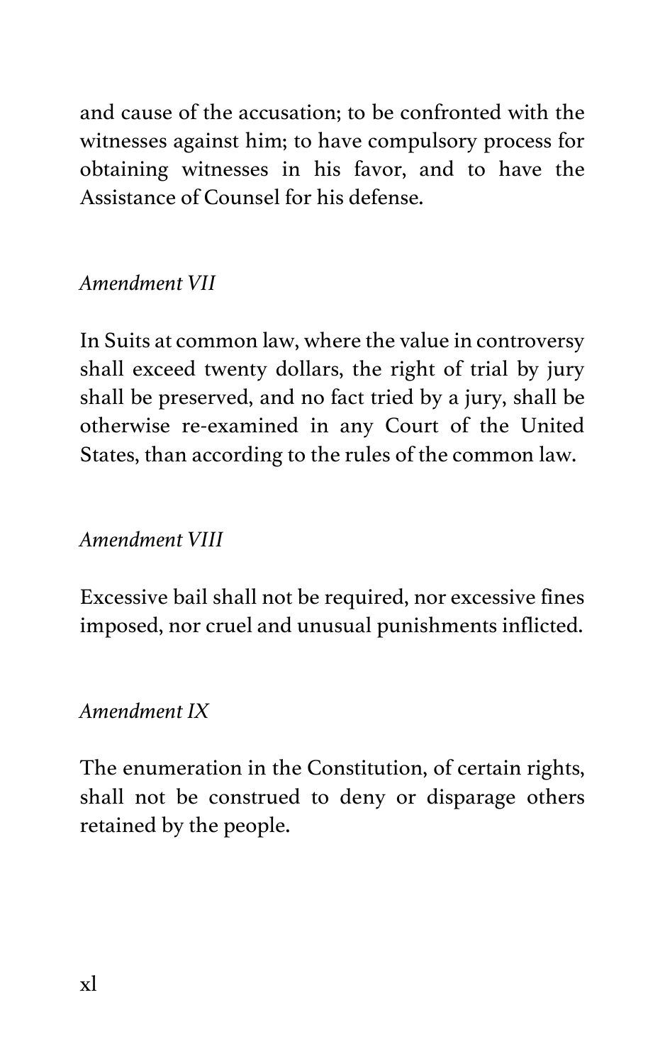and cause of the accusation; to be confronted with the witnesses against him; to have compulsory process for obtaining witnesses in his favor, and to have the Assistance of Counsel for his defense.

*Amendment VII*

In Suits at common law, where the value in controversy shall exceed twenty dollars, the right of trial by jury shall be preserved, and no fact tried by a jury, shall be otherwise re-examined in any Court of the United States, than according to the rules of the common law.

*Amendment VIII*

Excessive bail shall not be required, nor excessive fines imposed, nor cruel and unusual punishments inflicted.

*Amendment IX*

The enumeration in the Constitution, of certain rights, shall not be construed to deny or disparage others retained by the people.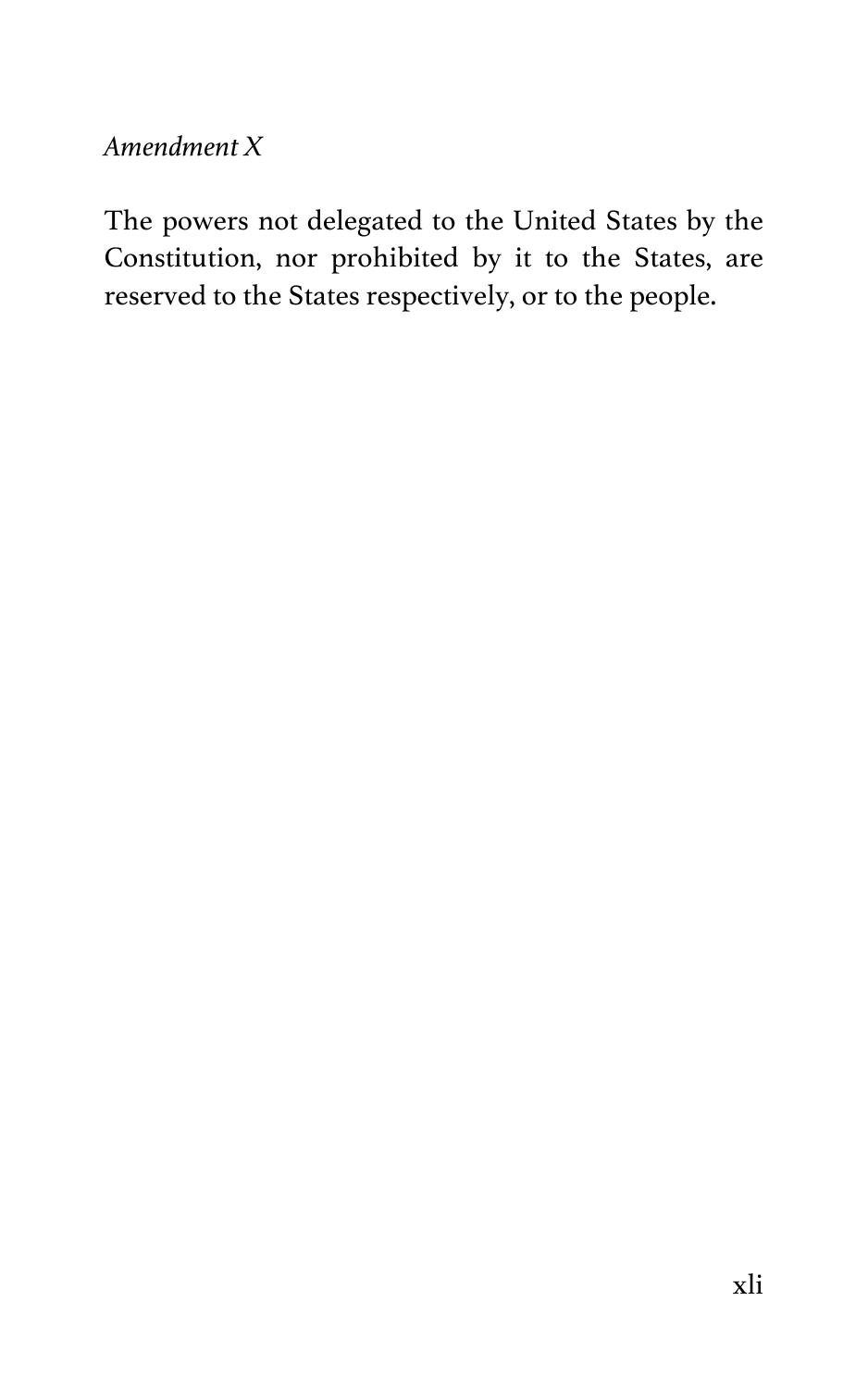*Amendment X*

The powers not delegated to the United States by the Constitution, nor prohibited by it to the States, are reserved to the States respectively, or to the people.